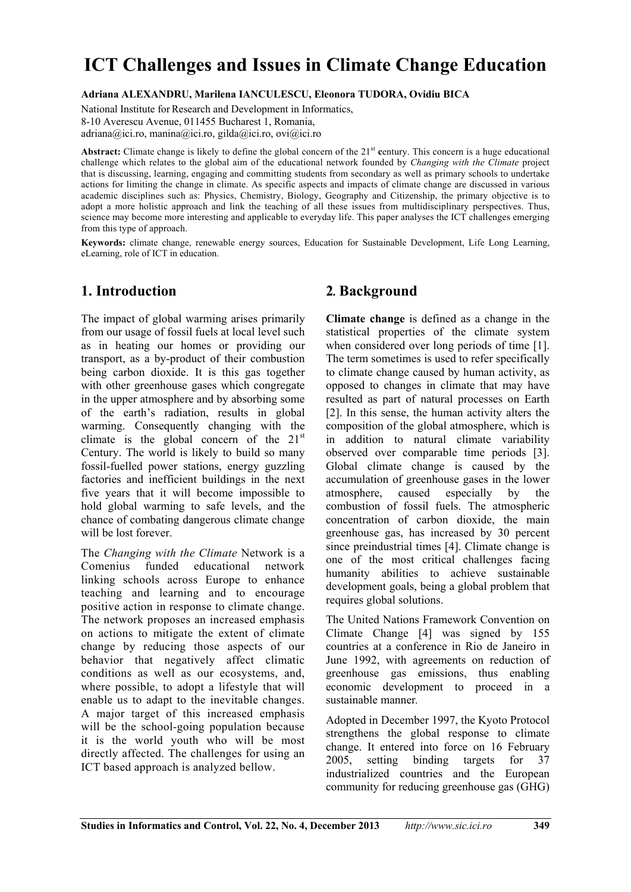# ICT Challenges and Issues in Climate Change Education

**Adriana ALEXANDRU, Marilena IANCULESCU, Eleonora TUDORA, Ovidiu BICA**

National Institute for Research and Development in Informatics,
8-10 Averescu Avenue, 011455 Bucharest 1, Romania,
adriana@ici.ro, manina@ici.ro, gilda@ici.ro, ovi@ici.ro

**Abstract:** Climate change is likely to define the global concern of the 21st **c**entury. This concern is a huge educational challenge which relates to the global aim of the educational network founded by *Changing with the Climate* project that is discussing, learning, engaging and committing students from secondary as well as primary schools to undertake actions for limiting the change in climate. As specific aspects and impacts of climate change are discussed in various academic disciplines such as: Physics, Chemistry, Biology, Geography and Citizenship, the primary objective is to adopt a more holistic approach and link the teaching of all these issues from multidisciplinary perspectives. Thus, science may become more interesting and applicable to everyday life. This paper analyses the ICT challenges emerging from this type of approach.

**Keywords:** climate change, renewable energy sources, Education for Sustainable Development, Life Long Learning, eLearning, role of ICT in education.

## 1. Introduction

The impact of global warming arises primarily from our usage of fossil fuels at local level such as in heating our homes or providing our transport, as a by-product of their combustion being carbon dioxide. It is this gas together with other greenhouse gases which congregate in the upper atmosphere and by absorbing some of the earth's radiation, results in global warming. Consequently changing with the climate is the global concern of the 21st Century. The world is likely to build so many fossil-fuelled power stations, energy guzzling factories and inefficient buildings in the next five years that it will become impossible to hold global warming to safe levels, and the chance of combating dangerous climate change will be lost forever.

The *Changing with the Climate* Network is a Comenius funded educational network linking schools across Europe to enhance teaching and learning and to encourage positive action in response to climate change. The network proposes an increased emphasis on actions to mitigate the extent of climate change by reducing those aspects of our behavior that negatively affect climatic conditions as well as our ecosystems, and, where possible, to adopt a lifestyle that will enable us to adapt to the inevitable changes. A major target of this increased emphasis will be the school-going population because it is the world youth who will be most directly affected. The challenges for using an ICT based approach is analyzed bellow.

## 2. Background

**Climate change** is defined as a change in the statistical properties of the climate system when considered over long periods of time [1]. The term sometimes is used to refer specifically to climate change caused by human activity, as opposed to changes in climate that may have resulted as part of natural processes on Earth [2]. In this sense, the human activity alters the composition of the global atmosphere, which is in addition to natural climate variability observed over comparable time periods [3]. Global climate change is caused by the accumulation of greenhouse gases in the lower atmosphere, caused especially by the combustion of fossil fuels. The atmospheric concentration of carbon dioxide, the main greenhouse gas, has increased by 30 percent since preindustrial times [4]. Climate change is one of the most critical challenges facing humanity abilities to achieve sustainable development goals, being a global problem that requires global solutions.

The United Nations Framework Convention on Climate Change [4] was signed by 155 countries at a conference in Rio de Janeiro in June 1992, with agreements on reduction of greenhouse gas emissions, thus enabling economic development to proceed in a sustainable manner.

Adopted in December 1997, the Kyoto Protocol strengthens the global response to climate change. It entered into force on 16 February 2005, setting binding targets for 37 industrialized countries and the European community for reducing greenhouse gas (GHG)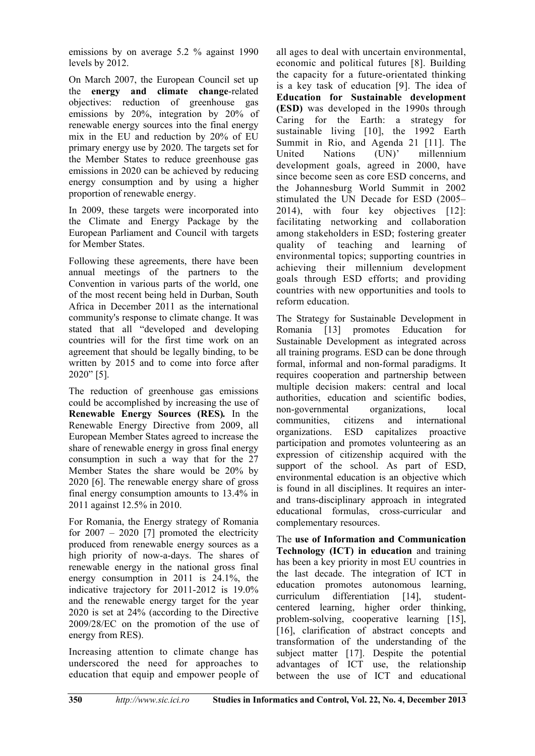emissions by on average 5.2 % against 1990 levels by 2012.

On March 2007, the European Council set up the **energy and climate change**-related objectives: reduction of greenhouse gas emissions by 20%, integration by 20% of renewable energy sources into the final energy mix in the EU and reduction by 20% of EU primary energy use by 2020. The targets set for the Member States to reduce greenhouse gas emissions in 2020 can be achieved by reducing energy consumption and by using a higher proportion of renewable energy.

In 2009, these targets were incorporated into the Climate and Energy Package by the European Parliament and Council with targets for Member States.

Following these agreements, there have been annual meetings of the partners to the Convention in various parts of the world, one of the most recent being held in Durban, South Africa in December 2011 as the international community's response to climate change. It was stated that all "developed and developing countries will for the first time work on an agreement that should be legally binding, to be written by 2015 and to come into force after 2020" [5].

The reduction of greenhouse gas emissions could be accomplished by increasing the use of **Renewable Energy Sources (RES)***.* In the Renewable Energy Directive from 2009, all European Member States agreed to increase the share of renewable energy in gross final energy consumption in such a way that for the 27 Member States the share would be 20% by 2020 [6]. The renewable energy share of gross final energy consumption amounts to 13.4% in 2011 against 12.5% in 2010.

For Romania, the Energy strategy of Romania for 2007 – 2020 [7] promoted the electricity produced from renewable energy sources as a high priority of now-a-days. The shares of renewable energy in the national gross final energy consumption in 2011 is 24.1%, the indicative trajectory for 2011-2012 is 19.0% and the renewable energy target for the year 2020 is set at 24% (according to the Directive 2009/28/EC on the promotion of the use of energy from RES).

Increasing attention to climate change has underscored the need for approaches to education that equip and empower people of all ages to deal with uncertain environmental, economic and political futures [8]. Building the capacity for a future-orientated thinking is a key task of education [9]. The idea of **Education for Sustainable development (ESD)** was developed in the 1990s through Caring for the Earth: a strategy for sustainable living [10], the 1992 Earth Summit in Rio, and Agenda 21 [11]. The United Nations (UN)' millennium development goals, agreed in 2000, have since become seen as core ESD concerns, and the Johannesburg World Summit in 2002 stimulated the UN Decade for ESD (2005–2014), with four key objectives [12]: facilitating networking and collaboration among stakeholders in ESD; fostering greater quality of teaching and learning of environmental topics; supporting countries in achieving their millennium development goals through ESD efforts; and providing countries with new opportunities and tools to reform education.

The Strategy for Sustainable Development in Romania [13] promotes Education for Sustainable Development as integrated across all training programs. ESD can be done through formal, informal and non-formal paradigms. It requires cooperation and partnership between multiple decision makers: central and local authorities, education and scientific bodies, non-governmental organizations, local communities, citizens and international organizations. ESD capitalizes proactive participation and promotes volunteering as an expression of citizenship acquired with the support of the school. As part of ESD, environmental education is an objective which is found in all disciplines. It requires an inter- and trans-disciplinary approach in integrated educational formulas, cross-curricular and complementary resources.

The **use of Information and Communication Technology (ICT) in education** and training has been a key priority in most EU countries in the last decade. The integration of ICT in education promotes autonomous learning, curriculum differentiation [14], student-centered learning, higher order thinking, problem-solving, cooperative learning [15], [16], clarification of abstract concepts and transformation of the understanding of the subject matter [17]. Despite the potential advantages of ICT use, the relationship between the use of ICT and educational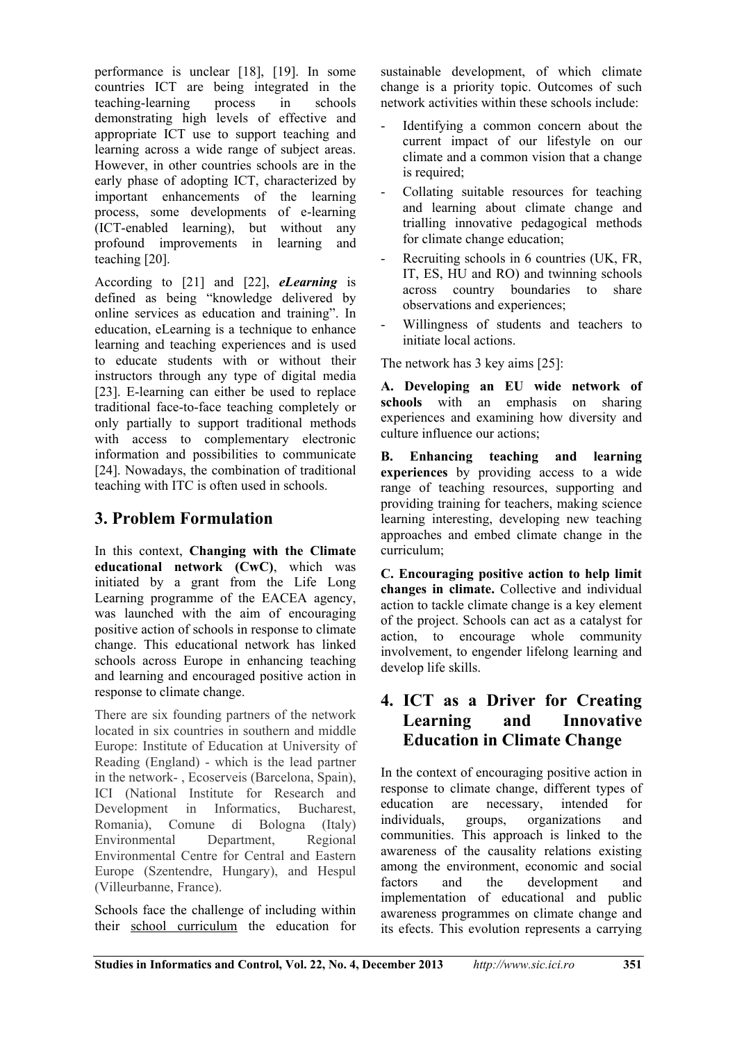performance is unclear [18], [19]. In some countries ICT are being integrated in the teaching-learning process in schools demonstrating high levels of effective and appropriate ICT use to support teaching and learning across a wide range of subject areas. However, in other countries schools are in the early phase of adopting ICT, characterized by important enhancements of the learning process, some developments of e-learning (ICT-enabled learning), but without any profound improvements in learning and teaching [20].

According to [21] and [22], ***eLearning*** is defined as being "knowledge delivered by online services as education and training". In education, eLearning is a technique to enhance learning and teaching experiences and is used to educate students with or without their instructors through any type of digital media [23]. E-learning can either be used to replace traditional face-to-face teaching completely or only partially to support traditional methods with access to complementary electronic information and possibilities to communicate [24]. Nowadays, the combination of traditional teaching with ITC is often used in schools.

## 3. Problem Formulation

In this context, **Changing with the Climate educational network (CwC)**, which was initiated by a grant from the Life Long Learning programme of the EACEA agency, was launched with the aim of encouraging positive action of schools in response to climate change. This educational network has linked schools across Europe in enhancing teaching and learning and encouraged positive action in response to climate change.

There are six founding partners of the network located in six countries in southern and middle Europe: Institute of Education at University of Reading (England) - which is the lead partner in the network- , Ecoserveis (Barcelona, Spain), ICI (National Institute for Research and Development in Informatics, Bucharest, Romania), Comune di Bologna (Italy) Environmental Department, Regional Environmental Centre for Central and Eastern Europe (Szentendre, Hungary), and Hespul (Villeurbanne, France).

Schools face the challenge of including within their school curriculum the education for sustainable development, of which climate change is a priority topic. Outcomes of such network activities within these schools include:

- Identifying a common concern about the current impact of our lifestyle on our climate and a common vision that a change is required;
- Collating suitable resources for teaching and learning about climate change and trialling innovative pedagogical methods for climate change education;
- Recruiting schools in 6 countries (UK, FR, IT, ES, HU and RO) and twinning schools across country boundaries to share observations and experiences;
- Willingness of students and teachers to initiate local actions.

The network has 3 key aims [25]:

**A. Developing an EU wide network of schools** with an emphasis on sharing experiences and examining how diversity and culture influence our actions;

**B. Enhancing teaching and learning experiences** by providing access to a wide range of teaching resources, supporting and providing training for teachers, making science learning interesting, developing new teaching approaches and embed climate change in the curriculum;

**C. Encouraging positive action to help limit changes in climate.** Collective and individual action to tackle climate change is a key element of the project. Schools can act as a catalyst for action, to encourage whole community involvement, to engender lifelong learning and develop life skills.

## 4. ICT as a Driver for Creating Learning and Innovative Education in Climate Change

In the context of encouraging positive action in response to climate change, different types of education are necessary, intended for individuals, groups, organizations and communities. This approach is linked to the awareness of the causality relations existing among the environment, economic and social factors and the development and implementation of educational and public awareness programmes on climate change and its efects. This evolution represents a carrying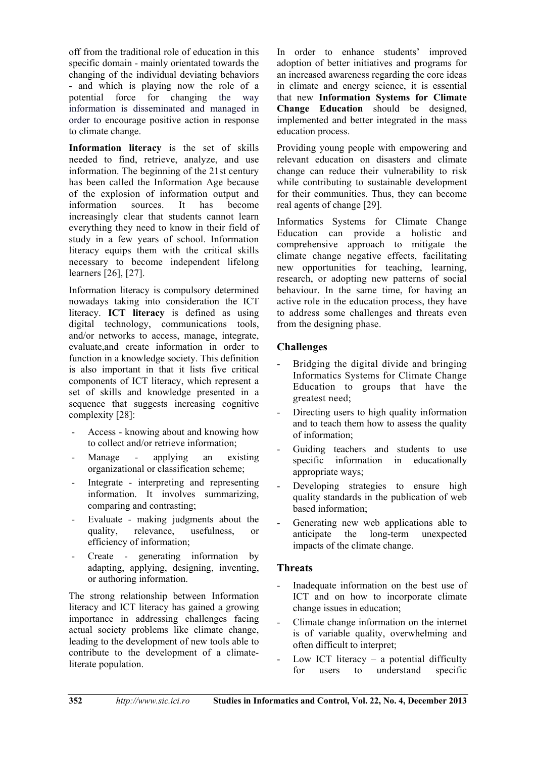off from the traditional role of education in this specific domain - mainly orientated towards the changing of the individual deviating behaviors - and which is playing now the role of a potential force for changing the way information is disseminated and managed in order to encourage positive action in response to climate change.

**Information literacy** is the set of skills needed to find, retrieve, analyze, and use information. The beginning of the 21st century has been called the Information Age because of the explosion of information output and information sources. It has become increasingly clear that students cannot learn everything they need to know in their field of study in a few years of school. Information literacy equips them with the critical skills necessary to become independent lifelong learners [26], [27].

Information literacy is compulsory determined nowadays taking into consideration the ICT literacy. **ICT literacy** is defined as using digital technology, communications tools, and/or networks to access, manage, integrate, evaluate,and create information in order to function in a knowledge society. This definition is also important in that it lists five critical components of ICT literacy, which represent a set of skills and knowledge presented in a sequence that suggests increasing cognitive complexity [28]:

- Access - knowing about and knowing how to collect and/or retrieve information;
- Manage - applying an existing organizational or classification scheme;
- Integrate - interpreting and representing information. It involves summarizing, comparing and contrasting;
- Evaluate - making judgments about the quality, relevance, usefulness, or efficiency of information;
- Create - generating information by adapting, applying, designing, inventing, or authoring information.

The strong relationship between Information literacy and ICT literacy has gained a growing importance in addressing challenges facing actual society problems like climate change, leading to the development of new tools able to contribute to the development of a climate-literate population.

In order to enhance students' improved adoption of better initiatives and programs for an increased awareness regarding the core ideas in climate and energy science, it is essential that new **Information Systems for Climate Change Education** should be designed, implemented and better integrated in the mass education process.

Providing young people with empowering and relevant education on disasters and climate change can reduce their vulnerability to risk while contributing to sustainable development for their communities. Thus, they can become real agents of change [29].

Informatics Systems for Climate Change Education can provide a holistic and comprehensive approach to mitigate the climate change negative effects, facilitating new opportunities for teaching, learning, research, or adopting new patterns of social behaviour. In the same time, for having an active role in the education process, they have to address some challenges and threats even from the designing phase.

### Challenges

- Bridging the digital divide and bringing Informatics Systems for Climate Change Education to groups that have the greatest need;
- Directing users to high quality information and to teach them how to assess the quality of information;
- Guiding teachers and students to use specific information in educationally appropriate ways;
- Developing strategies to ensure high quality standards in the publication of web based information;
- Generating new web applications able to anticipate the long-term unexpected impacts of the climate change.

### Threats

- Inadequate information on the best use of ICT and on how to incorporate climate change issues in education;
- Climate change information on the internet is of variable quality, overwhelming and often difficult to interpret;
- Low ICT literacy – a potential difficulty for users to understand specific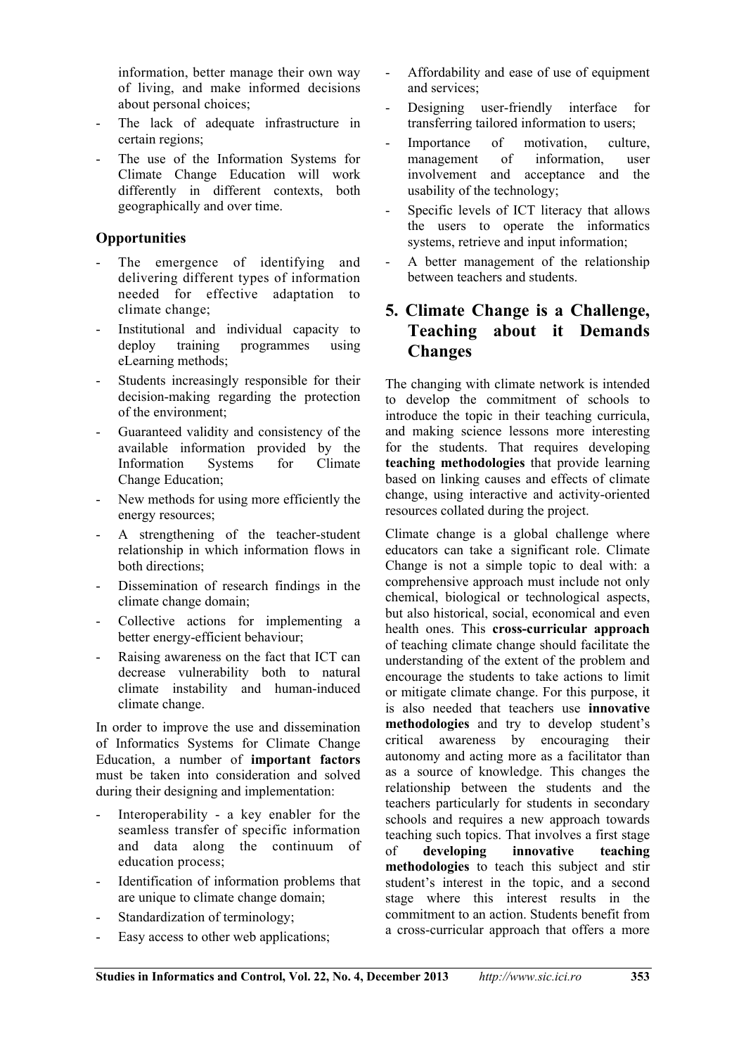information, better manage their own way of living, and make informed decisions about personal choices;

- The lack of adequate infrastructure in certain regions;
- The use of the Information Systems for Climate Change Education will work differently in different contexts, both geographically and over time.

### Opportunities

- The emergence of identifying and delivering different types of information needed for effective adaptation to climate change;
- Institutional and individual capacity to deploy training programmes using eLearning methods;
- Students increasingly responsible for their decision-making regarding the protection of the environment;
- Guaranteed validity and consistency of the available information provided by the Information Systems for Climate Change Education;
- New methods for using more efficiently the energy resources;
- A strengthening of the teacher-student relationship in which information flows in both directions;
- Dissemination of research findings in the climate change domain;
- Collective actions for implementing a better energy-efficient behaviour;
- Raising awareness on the fact that ICT can decrease vulnerability both to natural climate instability and human-induced climate change.

In order to improve the use and dissemination of Informatics Systems for Climate Change Education, a number of **important factors** must be taken into consideration and solved during their designing and implementation:

- Interoperability - a key enabler for the seamless transfer of specific information and data along the continuum of education process;
- Identification of information problems that are unique to climate change domain;
- Standardization of terminology;
- Easy access to other web applications;
- Affordability and ease of use of equipment and services;
- Designing user-friendly interface for transferring tailored information to users;
- Importance of motivation, culture, management of information, user involvement and acceptance and the usability of the technology;
- Specific levels of ICT literacy that allows the users to operate the informatics systems, retrieve and input information;
- A better management of the relationship between teachers and students.

## 5. Climate Change is a Challenge, Teaching about it Demands Changes

The changing with climate network is intended to develop the commitment of schools to introduce the topic in their teaching curricula, and making science lessons more interesting for the students. That requires developing **teaching methodologies** that provide learning based on linking causes and effects of climate change, using interactive and activity-oriented resources collated during the project.

Climate change is a global challenge where educators can take a significant role. Climate Change is not a simple topic to deal with: a comprehensive approach must include not only chemical, biological or technological aspects, but also historical, social, economical and even health ones. This **cross-curricular approach** of teaching climate change should facilitate the understanding of the extent of the problem and encourage the students to take actions to limit or mitigate climate change. For this purpose, it is also needed that teachers use **innovative methodologies** and try to develop student's critical awareness by encouraging their autonomy and acting more as a facilitator than as a source of knowledge. This changes the relationship between the students and the teachers particularly for students in secondary schools and requires a new approach towards teaching such topics. That involves a first stage of **developing innovative teaching methodologies** to teach this subject and stir student's interest in the topic, and a second stage where this interest results in the commitment to an action. Students benefit from a cross-curricular approach that offers a more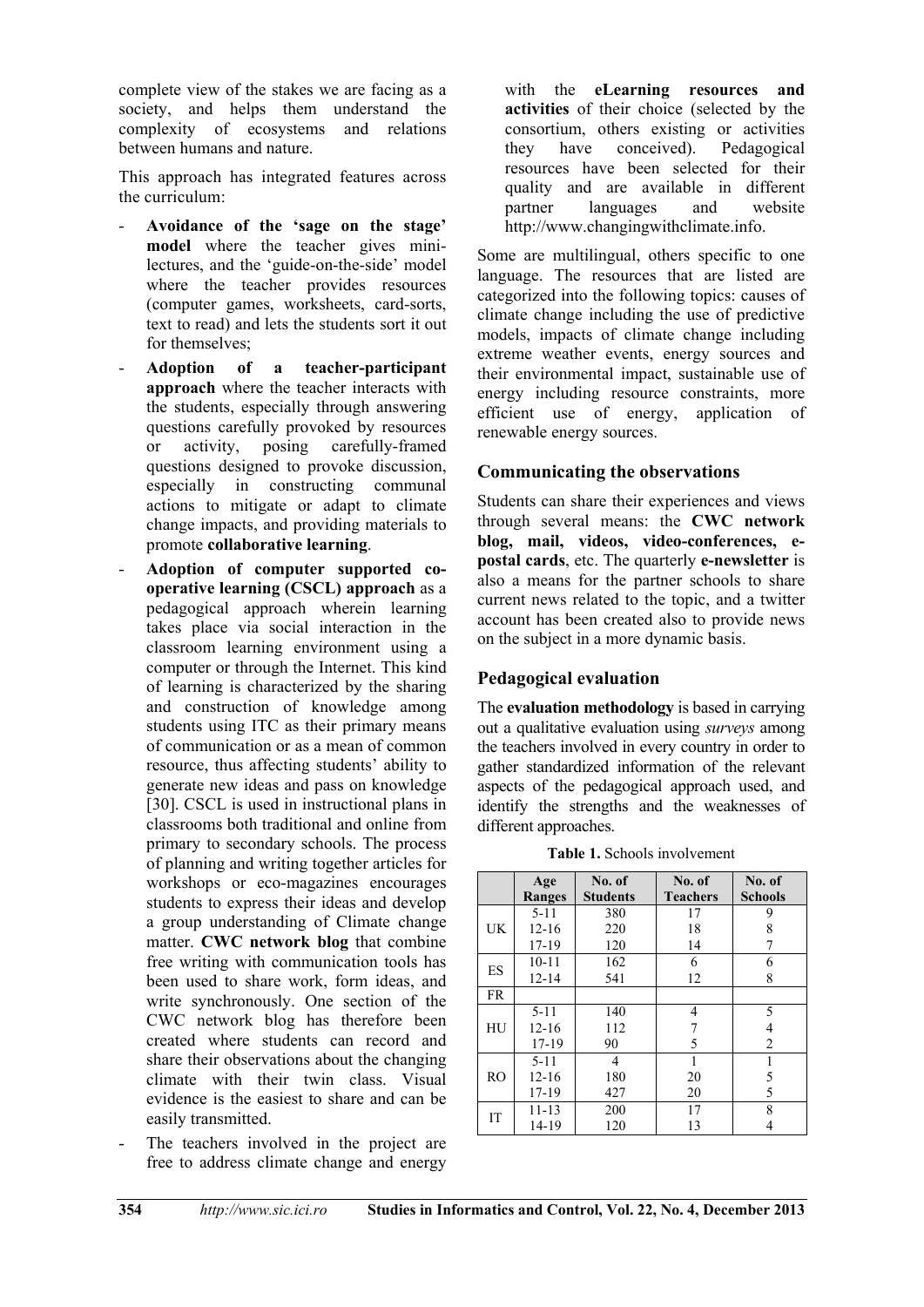complete view of the stakes we are facing as a society, and helps them understand the complexity of ecosystems and relations between humans and nature.

This approach has integrated features across the curriculum:

- **Avoidance of the 'sage on the stage' model** where the teacher gives mini-lectures, and the 'guide-on-the-side' model where the teacher provides resources (computer games, worksheets, card-sorts, text to read) and lets the students sort it out for themselves;
- **Adoption of a teacher-participant approach** where the teacher interacts with the students, especially through answering questions carefully provoked by resources or activity, posing carefully-framed questions designed to provoke discussion, especially in constructing communal actions to mitigate or adapt to climate change impacts, and providing materials to promote **collaborative learning**.
- **Adoption of computer supported co-operative learning (CSCL) approach** as a pedagogical approach wherein learning takes place via social interaction in the classroom learning environment using a computer or through the Internet. This kind of learning is characterized by the sharing and construction of knowledge among students using ITC as their primary means of communication or as a mean of common resource, thus affecting students' ability to generate new ideas and pass on knowledge [30]. CSCL is used in instructional plans in classrooms both traditional and online from primary to secondary schools. The process of planning and writing together articles for workshops or eco-magazines encourages students to express their ideas and develop a group understanding of Climate change matter. **CWC network blog** that combine free writing with communication tools has been used to share work, form ideas, and write synchronously. One section of the CWC network blog has therefore been created where students can record and share their observations about the changing climate with their twin class. Visual evidence is the easiest to share and can be easily transmitted.
- The teachers involved in the project are free to address climate change and energy with the **eLearning resources and activities** of their choice (selected by the consortium, others existing or activities they have conceived). Pedagogical resources have been selected for their quality and are available in different partner languages and website http://www.changingwithclimate.info.

Some are multilingual, others specific to one language. The resources that are listed are categorized into the following topics: causes of climate change including the use of predictive models, impacts of climate change including extreme weather events, energy sources and their environmental impact, sustainable use of energy including resource constraints, more efficient use of energy, application of renewable energy sources.

## Communicating the observations

Students can share their experiences and views through several means: the **CWC network blog, mail, videos, video-conferences, e-postal cards**, etc. The quarterly **e-newsletter** is also a means for the partner schools to share current news related to the topic, and a twitter account has been created also to provide news on the subject in a more dynamic basis.

## Pedagogical evaluation

The **evaluation methodology** is based in carrying out a qualitative evaluation using *surveys* among the teachers involved in every country in order to gather standardized information of the relevant aspects of the pedagogical approach used, and identify the strengths and the weaknesses of different approaches.

**Table 1.** Schools involvement

| | Age Ranges | No. of Students | No. of Teachers | No. of Schools |
|---|---|---|---|---|
| UK | 5-11 | 380 | 17 | 9 |
| | 12-16 | 220 | 18 | 8 |
| | 17-19 | 120 | 14 | 7 |
| ES | 10-11 | 162 | 6 | 6 |
| | 12-14 | 541 | 12 | 8 |
| FR | | | | |
| HU | 5-11 | 140 | 4 | 5 |
| | 12-16 | 112 | 7 | 4 |
| | 17-19 | 90 | 5 | 2 |
| RO | 5-11 | 4 | 1 | 1 |
| | 12-16 | 180 | 20 | 5 |
| | 17-19 | 427 | 20 | 5 |
| IT | 11-13 | 200 | 17 | 8 |
| | 14-19 | 120 | 13 | 4 |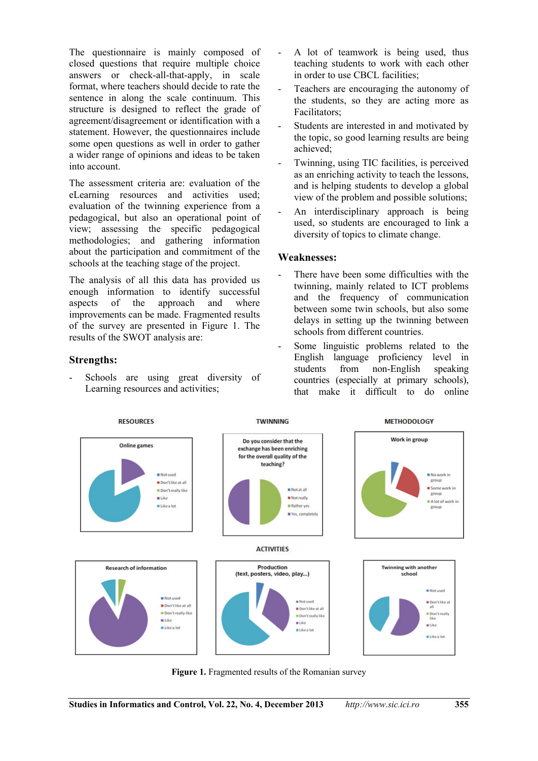The questionnaire is mainly composed of closed questions that require multiple choice answers or check-all-that-apply, in scale format, where teachers should decide to rate the sentence in along the scale continuum. This structure is designed to reflect the grade of agreement/disagreement or identification with a statement. However, the questionnaires include some open questions as well in order to gather a wider range of opinions and ideas to be taken into account.

The assessment criteria are: evaluation of the eLearning resources and activities used; evaluation of the twinning experience from a pedagogical, but also an operational point of view; assessing the specific pedagogical methodologies; and gathering information about the participation and commitment of the schools at the teaching stage of the project.

The analysis of all this data has provided us enough information to identify successful aspects of the approach and where improvements can be made. Fragmented results of the survey are presented in Figure 1. The results of the SWOT analysis are:

### Strengths:

- Schools are using great diversity of Learning resources and activities;
- A lot of teamwork is being used, thus teaching students to work with each other in order to use CBCL facilities;
- Teachers are encouraging the autonomy of the students, so they are acting more as Facilitators;
- Students are interested in and motivated by the topic, so good learning results are being achieved;
- Twinning, using TIC facilities, is perceived as an enriching activity to teach the lessons, and is helping students to develop a global view of the problem and possible solutions;
- An interdisciplinary approach is being used, so students are encouraged to link a diversity of topics to climate change.

### Weaknesses:

- There have been some difficulties with the twinning, mainly related to ICT problems and the frequency of communication between some twin schools, but also some delays in setting up the twinning between schools from different countries.
- Some linguistic problems related to the English language proficiency level in students from non-English speaking countries (especially at primary schools), that make it difficult to do online

**Figure 1.** Fragmented results of the Romanian survey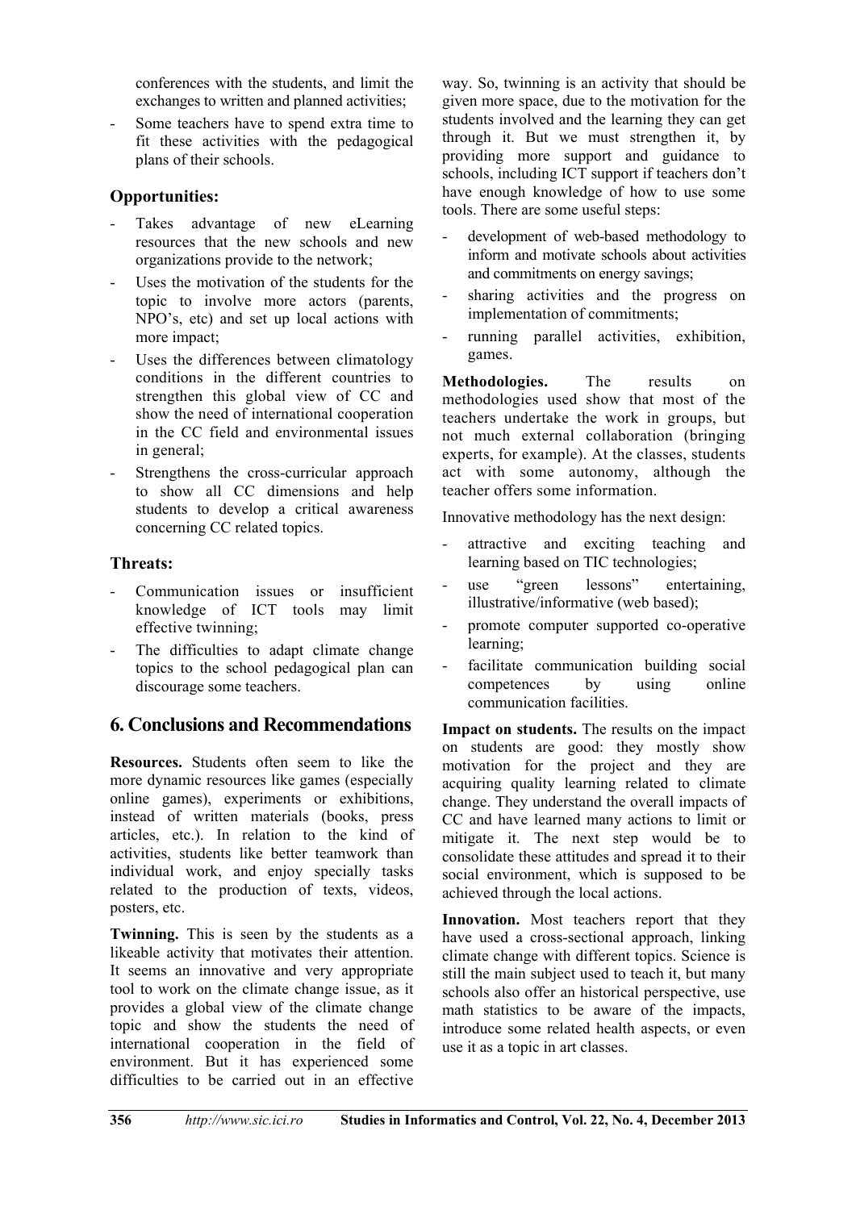conferences with the students, and limit the exchanges to written and planned activities;

- Some teachers have to spend extra time to fit these activities with the pedagogical plans of their schools.

### Opportunities:

- Takes advantage of new eLearning resources that the new schools and new organizations provide to the network;
- Uses the motivation of the students for the topic to involve more actors (parents, NPO's, etc) and set up local actions with more impact;
- Uses the differences between climatology conditions in the different countries to strengthen this global view of CC and show the need of international cooperation in the CC field and environmental issues in general;
- Strengthens the cross-curricular approach to show all CC dimensions and help students to develop a critical awareness concerning CC related topics.

### Threats:

- Communication issues or insufficient knowledge of ICT tools may limit effective twinning;
- The difficulties to adapt climate change topics to the school pedagogical plan can discourage some teachers.

## 6. Conclusions and Recommendations

**Resources.** Students often seem to like the more dynamic resources like games (especially online games), experiments or exhibitions, instead of written materials (books, press articles, etc.). In relation to the kind of activities, students like better teamwork than individual work, and enjoy specially tasks related to the production of texts, videos, posters, etc.

**Twinning.** This is seen by the students as a likeable activity that motivates their attention. It seems an innovative and very appropriate tool to work on the climate change issue, as it provides a global view of the climate change topic and show the students the need of international cooperation in the field of environment. But it has experienced some difficulties to be carried out in an effective way. So, twinning is an activity that should be given more space, due to the motivation for the students involved and the learning they can get through it. But we must strengthen it, by providing more support and guidance to schools, including ICT support if teachers don't have enough knowledge of how to use some tools. There are some useful steps:

- development of web-based methodology to inform and motivate schools about activities and commitments on energy savings;
- sharing activities and the progress on implementation of commitments;
- running parallel activities, exhibition, games.

**Methodologies.** The results on methodologies used show that most of the teachers undertake the work in groups, but not much external collaboration (bringing experts, for example). At the classes, students act with some autonomy, although the teacher offers some information.

Innovative methodology has the next design:

- attractive and exciting teaching and learning based on TIC technologies;
- use "green lessons" entertaining, illustrative/informative (web based);
- promote computer supported co-operative learning;
- facilitate communication building social competences by using online communication facilities.

**Impact on students.** The results on the impact on students are good: they mostly show motivation for the project and they are acquiring quality learning related to climate change. They understand the overall impacts of CC and have learned many actions to limit or mitigate it. The next step would be to consolidate these attitudes and spread it to their social environment, which is supposed to be achieved through the local actions.

**Innovation.** Most teachers report that they have used a cross-sectional approach, linking climate change with different topics. Science is still the main subject used to teach it, but many schools also offer an historical perspective, use math statistics to be aware of the impacts, introduce some related health aspects, or even use it as a topic in art classes.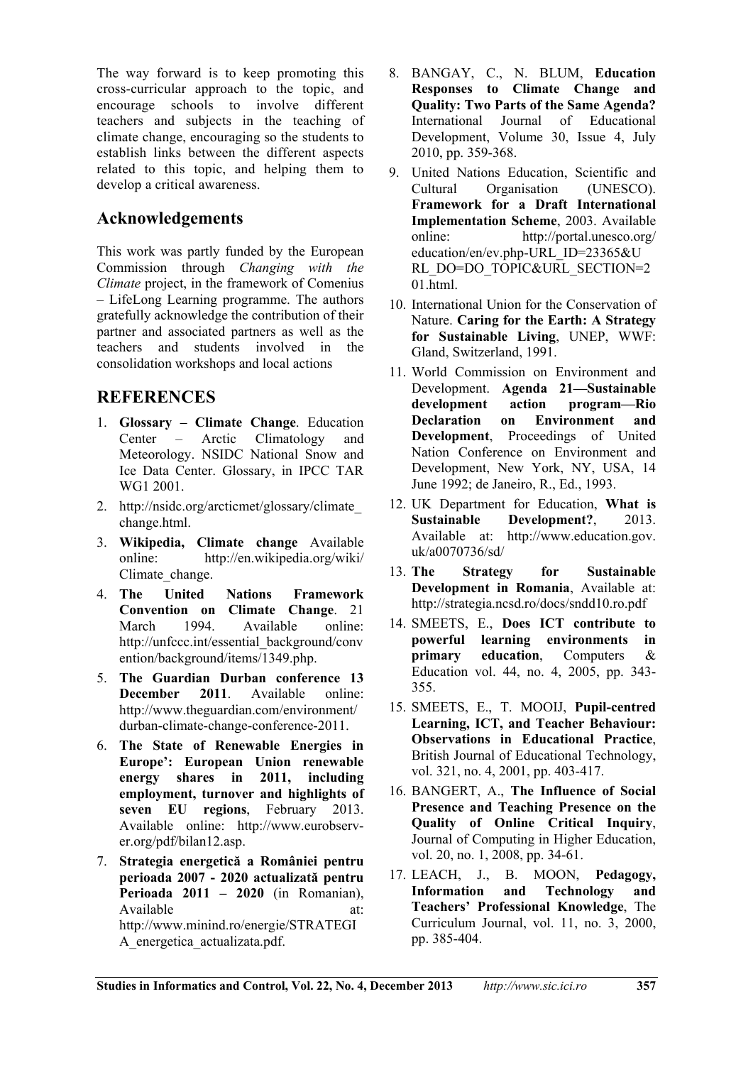The way forward is to keep promoting this cross-curricular approach to the topic, and encourage schools to involve different teachers and subjects in the teaching of climate change, encouraging so the students to establish links between the different aspects related to this topic, and helping them to develop a critical awareness.

## Acknowledgements

This work was partly funded by the European Commission through *Changing with the Climate* project, in the framework of Comenius – LifeLong Learning programme. The authors gratefully acknowledge the contribution of their partner and associated partners as well as the teachers and students involved in the consolidation workshops and local actions

## REFERENCES

1. **Glossary – Climate Change**. Education Center – Arctic Climatology and Meteorology. NSIDC National Snow and Ice Data Center. Glossary, in IPCC TAR WG1 2001.
2. http://nsidc.org/arcticmet/glossary/climate_change.html.
3. **Wikipedia, Climate change** Available online: http://en.wikipedia.org/wiki/Climate_change.
4. **The United Nations Framework Convention on Climate Change**. 21 March 1994. Available online: http://unfccc.int/essential_background/convention/background/items/1349.php.
5. **The Guardian Durban conference 13 December 2011**. Available online: http://www.theguardian.com/environment/durban-climate-change-conference-2011.
6. **The State of Renewable Energies in Europe': European Union renewable energy shares in 2011, including employment, turnover and highlights of seven EU regions**, February 2013. Available online: http://www.eurobserv-er.org/pdf/bilan12.asp.
7. **Strategia energetică a României pentru perioada 2007 - 2020 actualizată pentru Perioada 2011 – 2020** (in Romanian), Available at: http://www.minind.ro/energie/STRATEGIA_energetica_actualizata.pdf.
8. BANGAY, C., N. BLUM, **Education Responses to Climate Change and Quality: Two Parts of the Same Agenda?** International Journal of Educational Development, Volume 30, Issue 4, July 2010, pp. 359-368.
9. United Nations Education, Scientific and Cultural Organisation (UNESCO). **Framework for a Draft International Implementation Scheme**, 2003. Available online: http://portal.unesco.org/education/en/ev.php-URL_ID=23365&URL_DO=DO_TOPIC&URL_SECTION=201.html.
10. International Union for the Conservation of Nature. **Caring for the Earth: A Strategy for Sustainable Living**, UNEP, WWF: Gland, Switzerland, 1991.
11. World Commission on Environment and Development. **Agenda 21—Sustainable development action program—Rio Declaration on Environment and Development**, Proceedings of United Nation Conference on Environment and Development, New York, NY, USA, 14 June 1992; de Janeiro, R., Ed., 1993.
12. UK Department for Education, **What is Sustainable Development?**, 2013. Available at: http://www.education.gov.uk/a0070736/sd/
13. **The Strategy for Sustainable Development in Romania**, Available at: http://strategia.ncsd.ro/docs/sndd10.ro.pdf
14. SMEETS, E., **Does ICT contribute to powerful learning environments in primary education**, Computers & Education vol. 44, no. 4, 2005, pp. 343-355.
15. SMEETS, E., T. MOOIJ, **Pupil-centred Learning, ICT, and Teacher Behaviour: Observations in Educational Practice**, British Journal of Educational Technology, vol. 321, no. 4, 2001, pp. 403-417.
16. BANGERT, A., **The Influence of Social Presence and Teaching Presence on the Quality of Online Critical Inquiry**, Journal of Computing in Higher Education, vol. 20, no. 1, 2008, pp. 34-61.
17. LEACH, J., B. MOON, **Pedagogy, Information and Technology and Teachers' Professional Knowledge**, The Curriculum Journal, vol. 11, no. 3, 2000, pp. 385-404.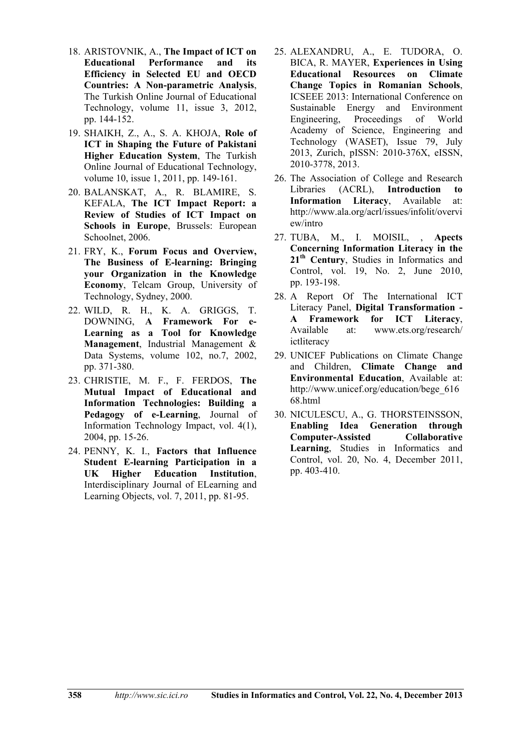18. ARISTOVNIK, A., **The Impact of ICT on Educational Performance and its Efficiency in Selected EU and OECD Countries: A Non-parametric Analysis**, The Turkish Online Journal of Educational Technology, volume 11, issue 3, 2012, pp. 144-152.
19. SHAIKH, Z., A., S. A. KHOJA, **Role of ICT in Shaping the Future of Pakistani Higher Education System**, The Turkish Online Journal of Educational Technology, volume 10, issue 1, 2011, pp. 149-161.
20. BALANSKAT, A., R. BLAMIRE, S. KEFALA, **The ICT Impact Report: a Review of Studies of ICT Impact on Schools in Europe**, Brussels: European Schoolnet, 2006.
21. FRY, K., **Forum Focus and Overview, The Business of E-learning: Bringing your Organization in the Knowledge Economy**, Telcam Group, University of Technology, Sydney, 2000.
22. WILD, R. H., K. A. GRIGGS, T. DOWNING, **A Framework For e-Learning as a Tool for Knowledge Management**, Industrial Management & Data Systems, volume 102, no.7, 2002, pp. 371-380.
23. CHRISTIE, M. F., F. FERDOS, **The Mutual Impact of Educational and Information Technologies: Building a Pedagogy of e-Learning**, Journal of Information Technology Impact, vol. 4(1), 2004, pp. 15-26.
24. PENNY, K. I., **Factors that Influence Student E-learning Participation in a UK Higher Education Institution**, Interdisciplinary Journal of ELearning and Learning Objects, vol. 7, 2011, pp. 81-95.
25. ALEXANDRU, A., E. TUDORA, O. BICA, R. MAYER, **Experiences in Using Educational Resources on Climate Change Topics in Romanian Schools**, ICSEEE 2013: International Conference on Sustainable Energy and Environment Engineering, Proceedings of World Academy of Science, Engineering and Technology (WASET), Issue 79, July 2013, Zurich, pISSN: 2010-376X, eISSN, 2010-3778, 2013.
26. The Association of College and Research Libraries (ACRL), **Introduction to Information Literacy**, Available at: http://www.ala.org/acrl/issues/infolit/overview/intro
27. TUBA, M., I. MOISIL, , **Apects Concerning Information Literacy in the 21th Century**, Studies in Informatics and Control, vol. 19, No. 2, June 2010, pp. 193-198.
28. A Report Of The International ICT Literacy Panel, **Digital Transformation - A Framework for ICT Literacy**, Available at: www.ets.org/research/ictliteracy
29. UNICEF Publications on Climate Change and Children, **Climate Change and Environmental Education**, Available at: http://www.unicef.org/education/bege_61668.html
30. NICULESCU, A., G. THORSTEINSSON, **Enabling Idea Generation through Computer-Assisted Collaborative Learning**, Studies in Informatics and Control, vol. 20, No. 4, December 2011, pp. 403-410.